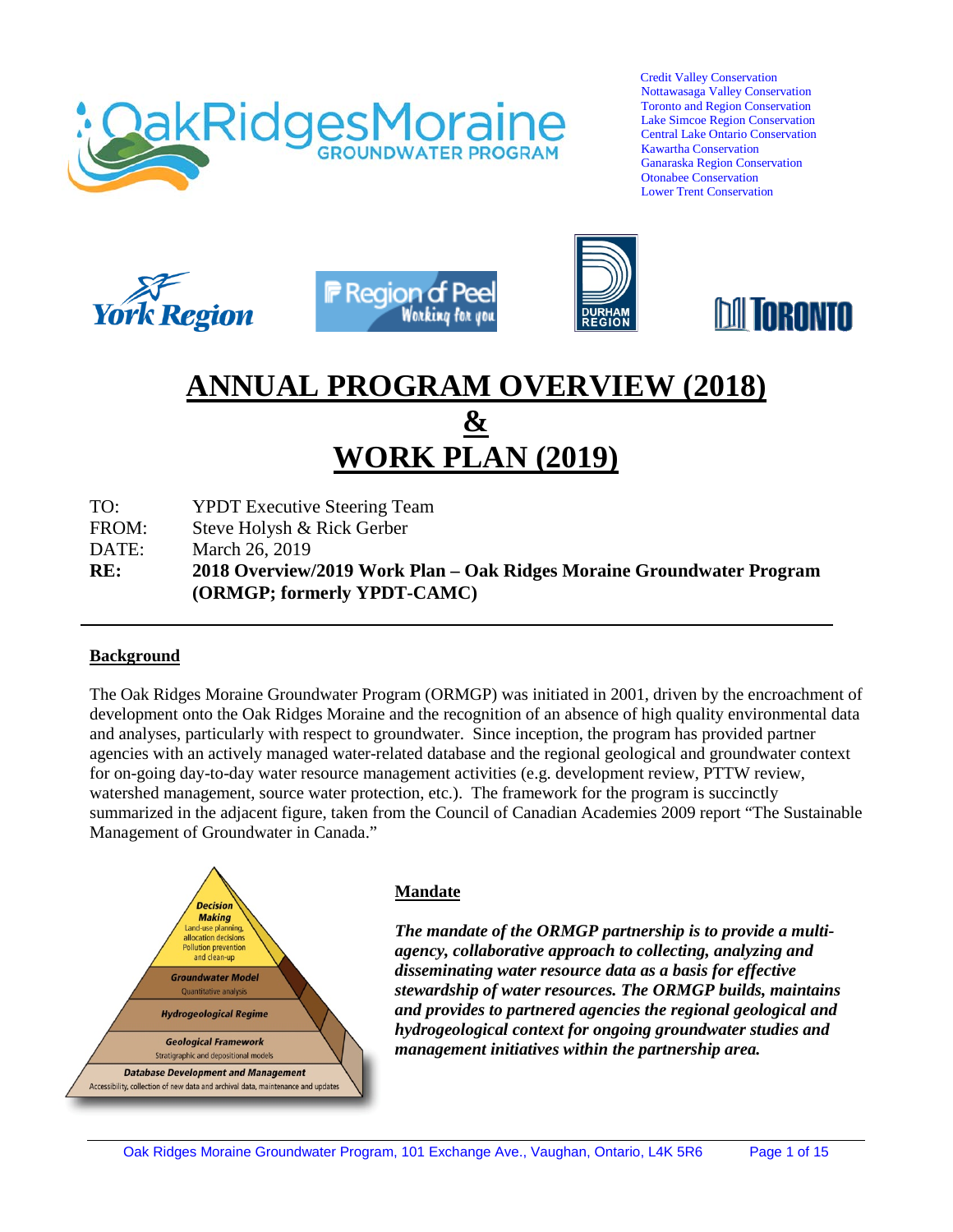Credit Valley Conservation
Nottawasaga Valley Conservation
Toronto and Region Conservation
Lake Simcoe Region Conservation
Central Lake Ontario Conservation
Kawartha Conservation
Ganaraska Region Conservation
Otonabee Conservation
Lower Trent Conservation

# ANNUAL PROGRAM OVERVIEW (2018) & WORK PLAN (2019)

TO: YPDT Executive Steering Team
FROM: Steve Holysh & Rick Gerber
DATE: March 26, 2019
**RE: 2018 Overview/2019 Work Plan – Oak Ridges Moraine Groundwater Program (ORMGP; formerly YPDT-CAMC)**

---

## Background

The Oak Ridges Moraine Groundwater Program (ORMGP) was initiated in 2001, driven by the encroachment of development onto the Oak Ridges Moraine and the recognition of an absence of high quality environmental data and analyses, particularly with respect to groundwater. Since inception, the program has provided partner agencies with an actively managed water-related database and the regional geological and groundwater context for on-going day-to-day water resource management activities (e.g. development review, PTTW review, watershed management, source water protection, etc.). The framework for the program is succinctly summarized in the adjacent figure, taken from the Council of Canadian Academies 2009 report "The Sustainable Management of Groundwater in Canada."

## Mandate

***The mandate of the ORMGP partnership is to provide a multi-agency, collaborative approach to collecting, analyzing and disseminating water resource data as a basis for effective stewardship of water resources. The ORMGP builds, maintains and provides to partnered agencies the regional geological and hydrogeological context for ongoing groundwater studies and management initiatives within the partnership area.***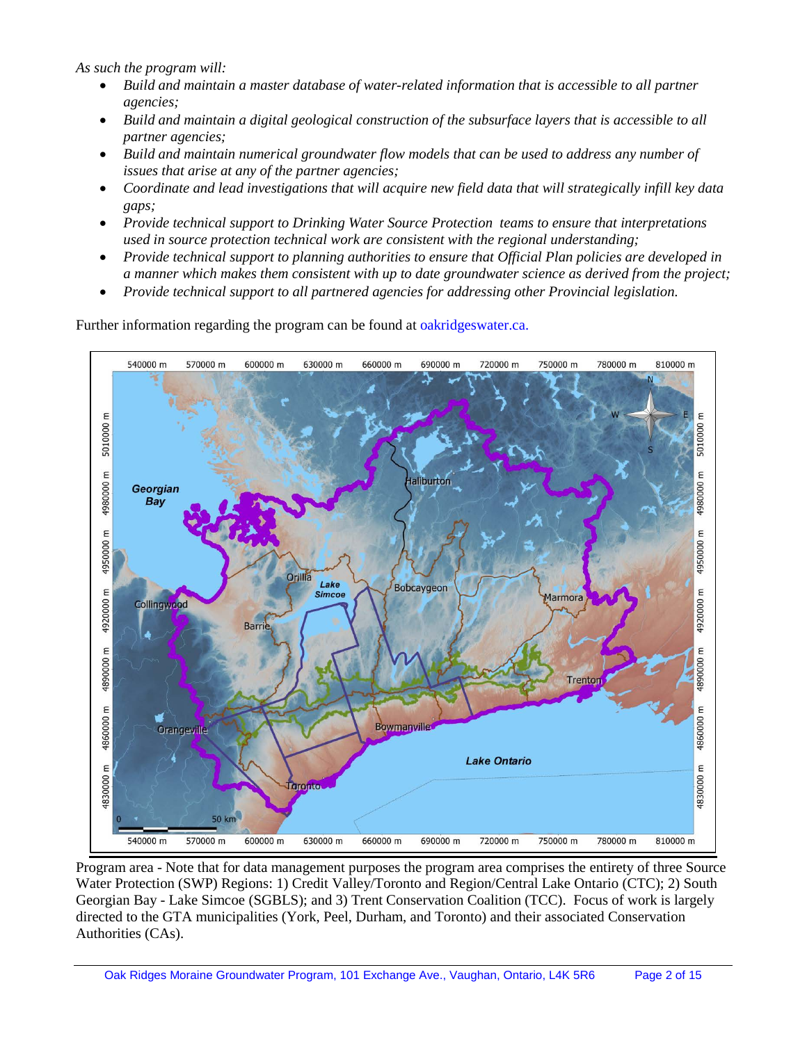*As such the program will:*

- *Build and maintain a master database of water-related information that is accessible to all partner agencies;*
- *Build and maintain a digital geological construction of the subsurface layers that is accessible to all partner agencies;*
- *Build and maintain numerical groundwater flow models that can be used to address any number of issues that arise at any of the partner agencies;*
- *Coordinate and lead investigations that will acquire new field data that will strategically infill key data gaps;*
- *Provide technical support to Drinking Water Source Protection teams to ensure that interpretations used in source protection technical work are consistent with the regional understanding;*
- *Provide technical support to planning authorities to ensure that Official Plan policies are developed in a manner which makes them consistent with up to date groundwater science as derived from the project;*
- *Provide technical support to all partnered agencies for addressing other Provincial legislation.*

Further information regarding the program can be found at oakridgeswater.ca.

Program area - Note that for data management purposes the program area comprises the entirety of three Source Water Protection (SWP) Regions: 1) Credit Valley/Toronto and Region/Central Lake Ontario (CTC); 2) South Georgian Bay - Lake Simcoe (SGBLS); and 3) Trent Conservation Coalition (TCC). Focus of work is largely directed to the GTA municipalities (York, Peel, Durham, and Toronto) and their associated Conservation Authorities (CAs).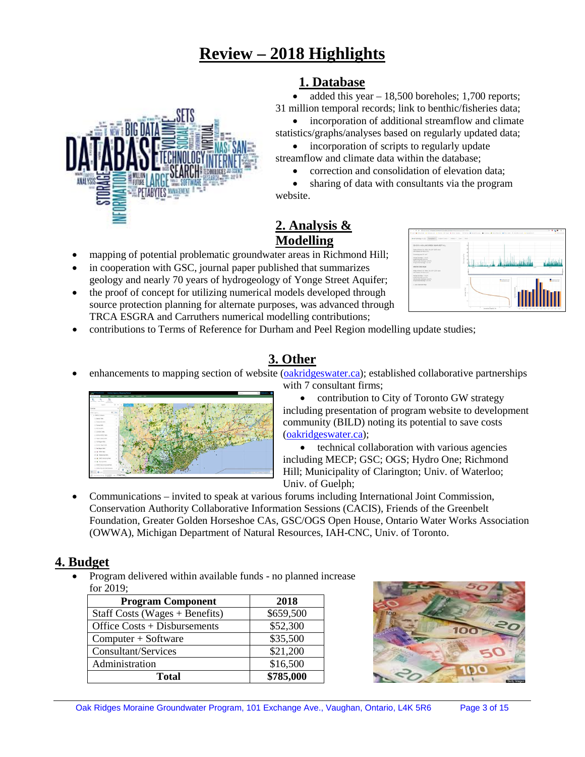# Review – 2018 Highlights

## 1. Database

- added this year – 18,500 boreholes; 1,700 reports; 31 million temporal records; link to benthic/fisheries data;
- incorporation of additional streamflow and climate statistics/graphs/analyses based on regularly updated data;
- incorporation of scripts to regularly update streamflow and climate data within the database;
- correction and consolidation of elevation data;
- sharing of data with consultants via the program website.

## 2. Analysis & Modelling

- mapping of potential problematic groundwater areas in Richmond Hill;
- in cooperation with GSC, journal paper published that summarizes geology and nearly 70 years of hydrogeology of Yonge Street Aquifer;
- the proof of concept for utilizing numerical models developed through source protection planning for alternate purposes, was advanced through TRCA ESGRA and Carruthers numerical modelling contributions;
- contributions to Terms of Reference for Durham and Peel Region modelling update studies;

## 3. Other

- enhancements to mapping section of website (oakridgeswater.ca); established collaborative partnerships with 7 consultant firms;
- contribution to City of Toronto GW strategy including presentation of program website to development community (BILD) noting its potential to save costs (oakridgeswater.ca);
- technical collaboration with various agencies including MECP; GSC; OGS; Hydro One; Richmond Hill; Municipality of Clarington; Univ. of Waterloo; Univ. of Guelph;
- Communications – invited to speak at various forums including International Joint Commission, Conservation Authority Collaborative Information Sessions (CACIS), Friends of the Greenbelt Foundation, Greater Golden Horseshoe CAs, GSC/OGS Open House, Ontario Water Works Association (OWWA), Michigan Department of Natural Resources, IAH-CNC, Univ. of Toronto.

## 4. Budget

- Program delivered within available funds - no planned increase for 2019;

| Program Component | 2018 |
|---|---|
| Staff Costs (Wages + Benefits) | $659,500 |
| Office Costs + Disbursements | $52,300 |
| Computer + Software | $35,500 |
| Consultant/Services | $21,200 |
| Administration | $16,500 |
| **Total** | **$785,000** |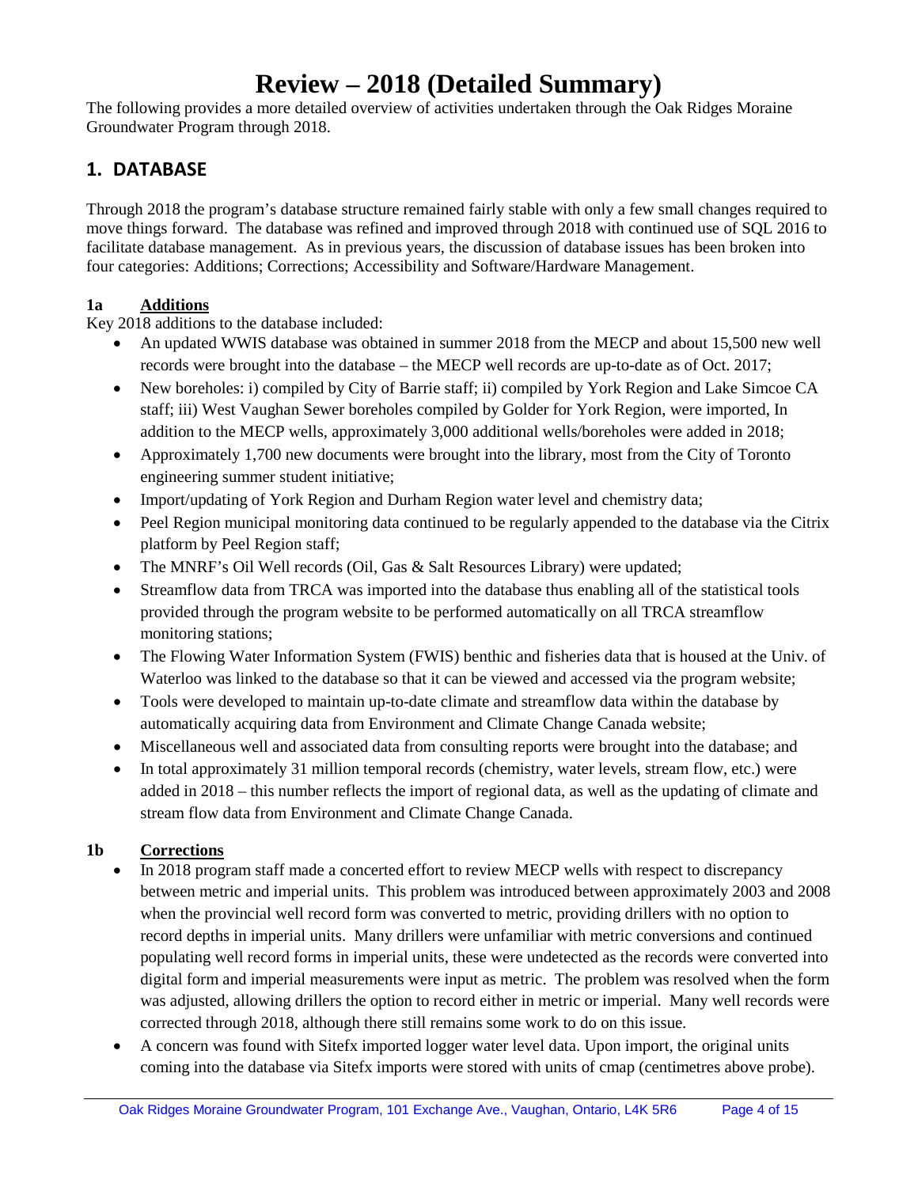# Review – 2018 (Detailed Summary)

The following provides a more detailed overview of activities undertaken through the Oak Ridges Moraine Groundwater Program through 2018.

## 1. DATABASE

Through 2018 the program's database structure remained fairly stable with only a few small changes required to move things forward. The database was refined and improved through 2018 with continued use of SQL 2016 to facilitate database management. As in previous years, the discussion of database issues has been broken into four categories: Additions; Corrections; Accessibility and Software/Hardware Management.

### 1a Additions

Key 2018 additions to the database included:

- An updated WWIS database was obtained in summer 2018 from the MECP and about 15,500 new well records were brought into the database – the MECP well records are up-to-date as of Oct. 2017;
- New boreholes: i) compiled by City of Barrie staff; ii) compiled by York Region and Lake Simcoe CA staff; iii) West Vaughan Sewer boreholes compiled by Golder for York Region, were imported, In addition to the MECP wells, approximately 3,000 additional wells/boreholes were added in 2018;
- Approximately 1,700 new documents were brought into the library, most from the City of Toronto engineering summer student initiative;
- Import/updating of York Region and Durham Region water level and chemistry data;
- Peel Region municipal monitoring data continued to be regularly appended to the database via the Citrix platform by Peel Region staff;
- The MNRF's Oil Well records (Oil, Gas & Salt Resources Library) were updated;
- Streamflow data from TRCA was imported into the database thus enabling all of the statistical tools provided through the program website to be performed automatically on all TRCA streamflow monitoring stations;
- The Flowing Water Information System (FWIS) benthic and fisheries data that is housed at the Univ. of Waterloo was linked to the database so that it can be viewed and accessed via the program website;
- Tools were developed to maintain up-to-date climate and streamflow data within the database by automatically acquiring data from Environment and Climate Change Canada website;
- Miscellaneous well and associated data from consulting reports were brought into the database; and
- In total approximately 31 million temporal records (chemistry, water levels, stream flow, etc.) were added in 2018 – this number reflects the import of regional data, as well as the updating of climate and stream flow data from Environment and Climate Change Canada.

### 1b Corrections

- In 2018 program staff made a concerted effort to review MECP wells with respect to discrepancy between metric and imperial units. This problem was introduced between approximately 2003 and 2008 when the provincial well record form was converted to metric, providing drillers with no option to record depths in imperial units. Many drillers were unfamiliar with metric conversions and continued populating well record forms in imperial units, these were undetected as the records were converted into digital form and imperial measurements were input as metric. The problem was resolved when the form was adjusted, allowing drillers the option to record either in metric or imperial. Many well records were corrected through 2018, although there still remains some work to do on this issue.
- A concern was found with Sitefx imported logger water level data. Upon import, the original units coming into the database via Sitefx imports were stored with units of cmap (centimetres above probe).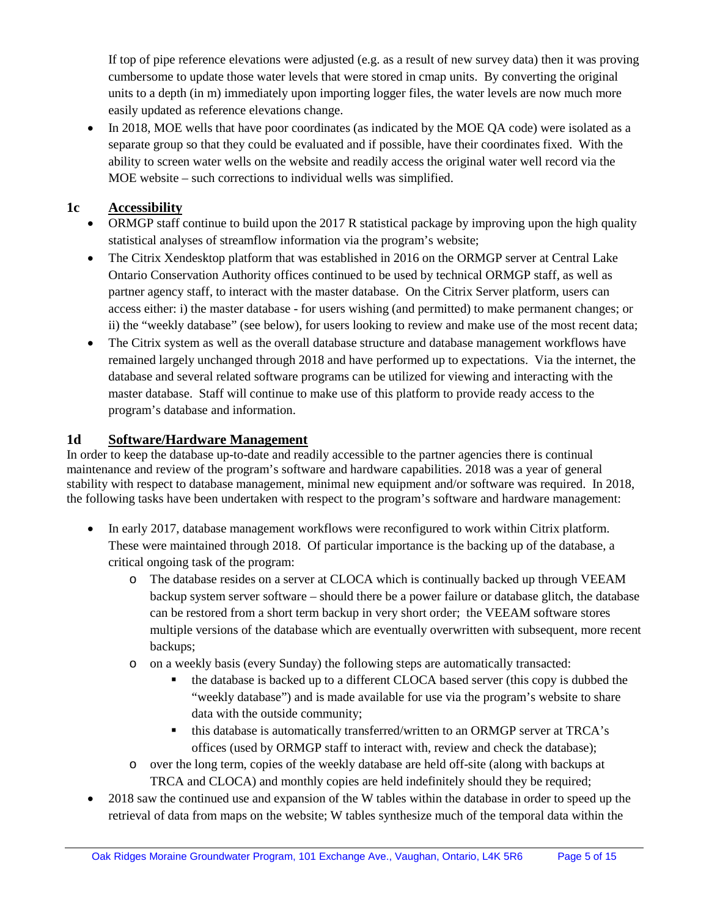If top of pipe reference elevations were adjusted (e.g. as a result of new survey data) then it was proving cumbersome to update those water levels that were stored in cmap units. By converting the original units to a depth (in m) immediately upon importing logger files, the water levels are now much more easily updated as reference elevations change.

- In 2018, MOE wells that have poor coordinates (as indicated by the MOE QA code) were isolated as a separate group so that they could be evaluated and if possible, have their coordinates fixed. With the ability to screen water wells on the website and readily access the original water well record via the MOE website – such corrections to individual wells was simplified.

## 1c Accessibility

- ORMGP staff continue to build upon the 2017 R statistical package by improving upon the high quality statistical analyses of streamflow information via the program's website;
- The Citrix Xendesktop platform that was established in 2016 on the ORMGP server at Central Lake Ontario Conservation Authority offices continued to be used by technical ORMGP staff, as well as partner agency staff, to interact with the master database. On the Citrix Server platform, users can access either: i) the master database - for users wishing (and permitted) to make permanent changes; or ii) the "weekly database" (see below), for users looking to review and make use of the most recent data;
- The Citrix system as well as the overall database structure and database management workflows have remained largely unchanged through 2018 and have performed up to expectations. Via the internet, the database and several related software programs can be utilized for viewing and interacting with the master database. Staff will continue to make use of this platform to provide ready access to the program's database and information.

## 1d Software/Hardware Management

In order to keep the database up-to-date and readily accessible to the partner agencies there is continual maintenance and review of the program's software and hardware capabilities. 2018 was a year of general stability with respect to database management, minimal new equipment and/or software was required. In 2018, the following tasks have been undertaken with respect to the program's software and hardware management:

- In early 2017, database management workflows were reconfigured to work within Citrix platform. These were maintained through 2018. Of particular importance is the backing up of the database, a critical ongoing task of the program:
  - The database resides on a server at CLOCA which is continually backed up through VEEAM backup system server software – should there be a power failure or database glitch, the database can be restored from a short term backup in very short order; the VEEAM software stores multiple versions of the database which are eventually overwritten with subsequent, more recent backups;
  - on a weekly basis (every Sunday) the following steps are automatically transacted:
    - the database is backed up to a different CLOCA based server (this copy is dubbed the "weekly database") and is made available for use via the program's website to share data with the outside community;
    - this database is automatically transferred/written to an ORMGP server at TRCA's offices (used by ORMGP staff to interact with, review and check the database);
  - over the long term, copies of the weekly database are held off-site (along with backups at TRCA and CLOCA) and monthly copies are held indefinitely should they be required;
- 2018 saw the continued use and expansion of the W tables within the database in order to speed up the retrieval of data from maps on the website; W tables synthesize much of the temporal data within the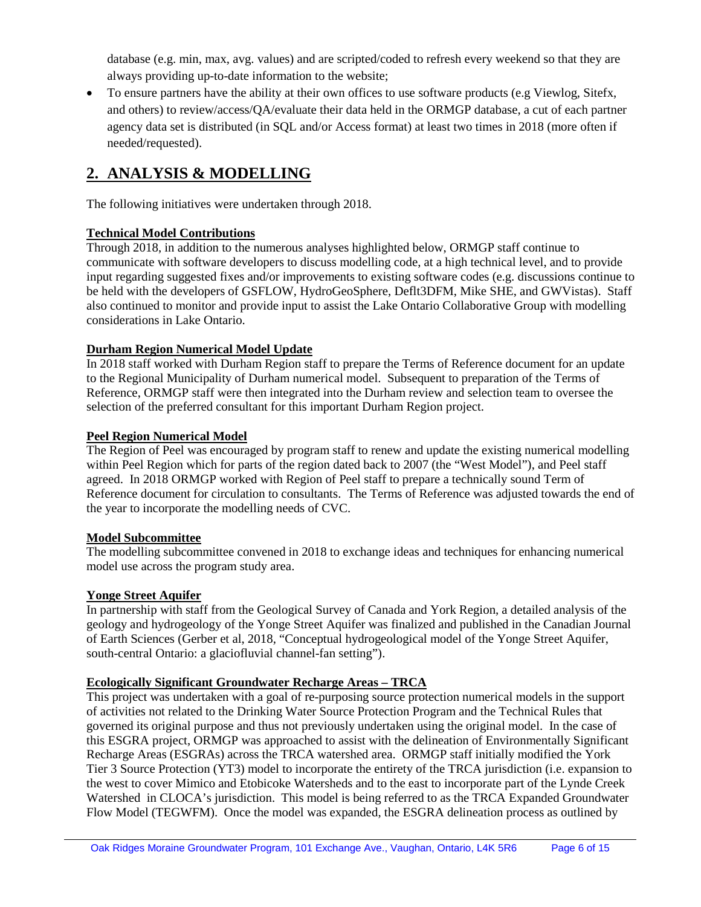database (e.g. min, max, avg. values) and are scripted/coded to refresh every weekend so that they are always providing up-to-date information to the website;

- To ensure partners have the ability at their own offices to use software products (e.g Viewlog, Sitefx, and others) to review/access/QA/evaluate their data held in the ORMGP database, a cut of each partner agency data set is distributed (in SQL and/or Access format) at least two times in 2018 (more often if needed/requested).

## 2. ANALYSIS & MODELLING

The following initiatives were undertaken through 2018.

**Technical Model Contributions**

Through 2018, in addition to the numerous analyses highlighted below, ORMGP staff continue to communicate with software developers to discuss modelling code, at a high technical level, and to provide input regarding suggested fixes and/or improvements to existing software codes (e.g. discussions continue to be held with the developers of GSFLOW, HydroGeoSphere, Deflt3DFM, Mike SHE, and GWVistas). Staff also continued to monitor and provide input to assist the Lake Ontario Collaborative Group with modelling considerations in Lake Ontario.

**Durham Region Numerical Model Update**

In 2018 staff worked with Durham Region staff to prepare the Terms of Reference document for an update to the Regional Municipality of Durham numerical model. Subsequent to preparation of the Terms of Reference, ORMGP staff were then integrated into the Durham review and selection team to oversee the selection of the preferred consultant for this important Durham Region project.

**Peel Region Numerical Model**

The Region of Peel was encouraged by program staff to renew and update the existing numerical modelling within Peel Region which for parts of the region dated back to 2007 (the "West Model"), and Peel staff agreed. In 2018 ORMGP worked with Region of Peel staff to prepare a technically sound Term of Reference document for circulation to consultants. The Terms of Reference was adjusted towards the end of the year to incorporate the modelling needs of CVC.

**Model Subcommittee**

The modelling subcommittee convened in 2018 to exchange ideas and techniques for enhancing numerical model use across the program study area.

**Yonge Street Aquifer**

In partnership with staff from the Geological Survey of Canada and York Region, a detailed analysis of the geology and hydrogeology of the Yonge Street Aquifer was finalized and published in the Canadian Journal of Earth Sciences (Gerber et al, 2018, "Conceptual hydrogeological model of the Yonge Street Aquifer, south-central Ontario: a glaciofluvial channel-fan setting").

**Ecologically Significant Groundwater Recharge Areas – TRCA**

This project was undertaken with a goal of re-purposing source protection numerical models in the support of activities not related to the Drinking Water Source Protection Program and the Technical Rules that governed its original purpose and thus not previously undertaken using the original model. In the case of this ESGRA project, ORMGP was approached to assist with the delineation of Environmentally Significant Recharge Areas (ESGRAs) across the TRCA watershed area. ORMGP staff initially modified the York Tier 3 Source Protection (YT3) model to incorporate the entirety of the TRCA jurisdiction (i.e. expansion to the west to cover Mimico and Etobicoke Watersheds and to the east to incorporate part of the Lynde Creek Watershed in CLOCA's jurisdiction. This model is being referred to as the TRCA Expanded Groundwater Flow Model (TEGWFM). Once the model was expanded, the ESGRA delineation process as outlined by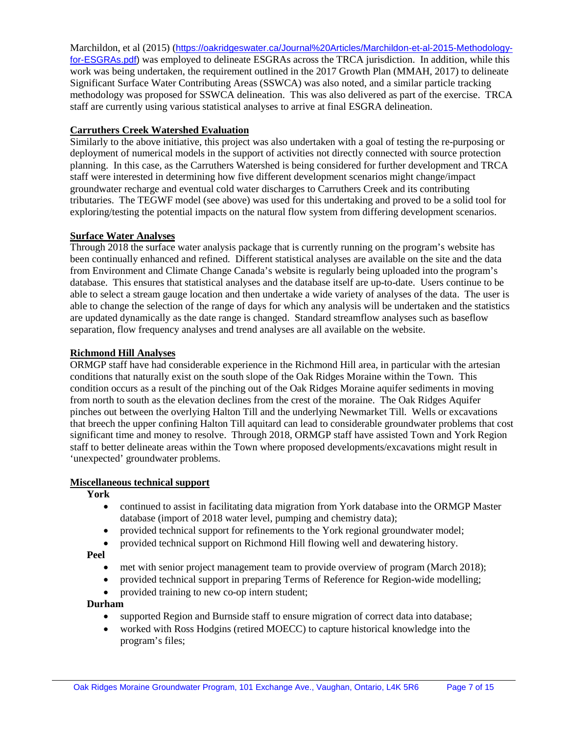Marchildon, et al (2015) (https://oakridgeswater.ca/Journal%20Articles/Marchildon-et-al-2015-Methodology-for-ESGRAs.pdf) was employed to delineate ESGRAs across the TRCA jurisdiction. In addition, while this work was being undertaken, the requirement outlined in the 2017 Growth Plan (MMAH, 2017) to delineate Significant Surface Water Contributing Areas (SSWCA) was also noted, and a similar particle tracking methodology was proposed for SSWCA delineation. This was also delivered as part of the exercise. TRCA staff are currently using various statistical analyses to arrive at final ESGRA delineation.

**Carruthers Creek Watershed Evaluation**

Similarly to the above initiative, this project was also undertaken with a goal of testing the re-purposing or deployment of numerical models in the support of activities not directly connected with source protection planning. In this case, as the Carruthers Watershed is being considered for further development and TRCA staff were interested in determining how five different development scenarios might change/impact groundwater recharge and eventual cold water discharges to Carruthers Creek and its contributing tributaries. The TEGWF model (see above) was used for this undertaking and proved to be a solid tool for exploring/testing the potential impacts on the natural flow system from differing development scenarios.

**Surface Water Analyses**

Through 2018 the surface water analysis package that is currently running on the program's website has been continually enhanced and refined. Different statistical analyses are available on the site and the data from Environment and Climate Change Canada's website is regularly being uploaded into the program's database. This ensures that statistical analyses and the database itself are up-to-date. Users continue to be able to select a stream gauge location and then undertake a wide variety of analyses of the data. The user is able to change the selection of the range of days for which any analysis will be undertaken and the statistics are updated dynamically as the date range is changed. Standard streamflow analyses such as baseflow separation, flow frequency analyses and trend analyses are all available on the website.

**Richmond Hill Analyses**

ORMGP staff have had considerable experience in the Richmond Hill area, in particular with the artesian conditions that naturally exist on the south slope of the Oak Ridges Moraine within the Town. This condition occurs as a result of the pinching out of the Oak Ridges Moraine aquifer sediments in moving from north to south as the elevation declines from the crest of the moraine. The Oak Ridges Aquifer pinches out between the overlying Halton Till and the underlying Newmarket Till. Wells or excavations that breech the upper confining Halton Till aquitard can lead to considerable groundwater problems that cost significant time and money to resolve. Through 2018, ORMGP staff have assisted Town and York Region staff to better delineate areas within the Town where proposed developments/excavations might result in 'unexpected' groundwater problems.

**Miscellaneous technical support**

**York**

- continued to assist in facilitating data migration from York database into the ORMGP Master database (import of 2018 water level, pumping and chemistry data);
- provided technical support for refinements to the York regional groundwater model;
- provided technical support on Richmond Hill flowing well and dewatering history.

**Peel**

- met with senior project management team to provide overview of program (March 2018);
- provided technical support in preparing Terms of Reference for Region-wide modelling;
- provided training to new co-op intern student;

**Durham**

- supported Region and Burnside staff to ensure migration of correct data into database;
- worked with Ross Hodgins (retired MOECC) to capture historical knowledge into the program's files;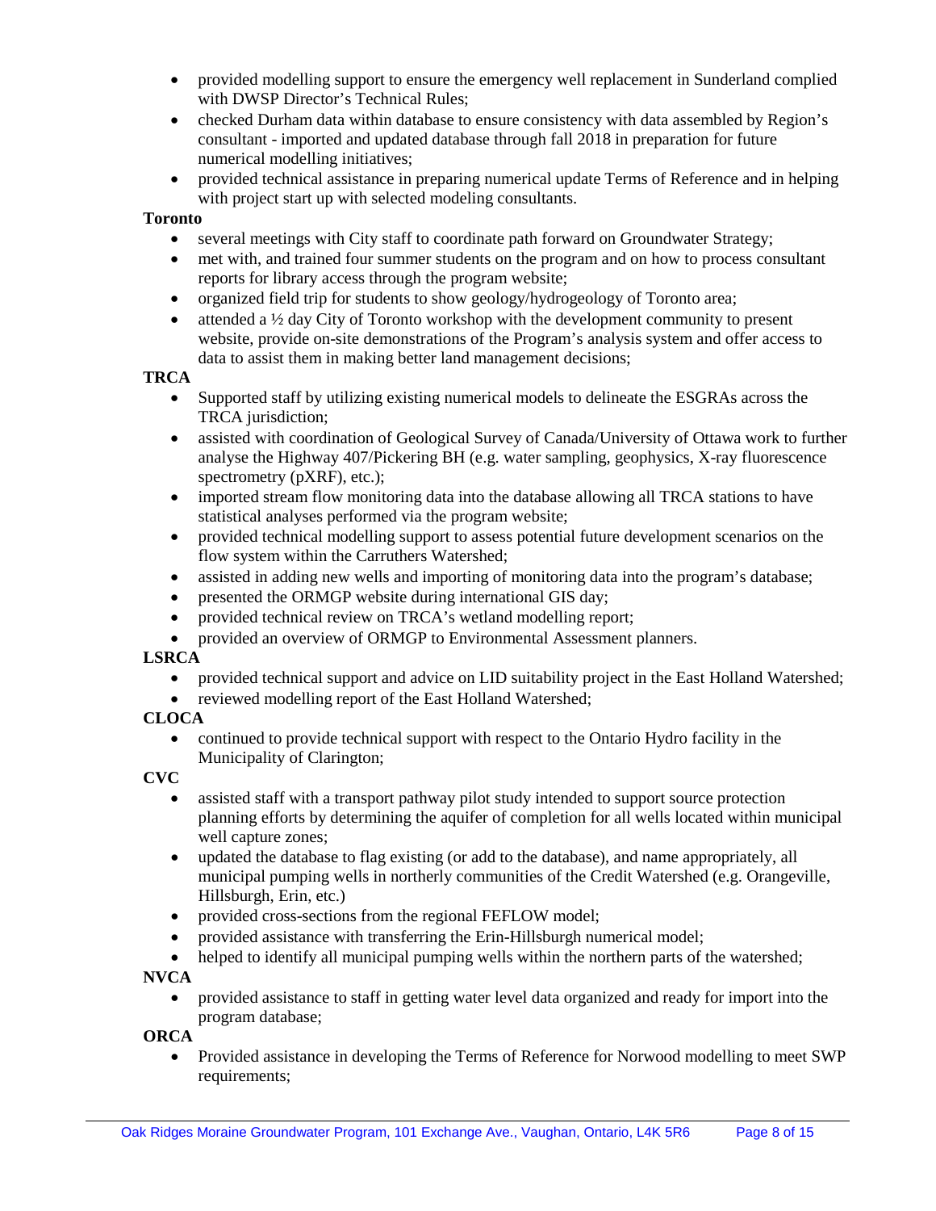- provided modelling support to ensure the emergency well replacement in Sunderland complied with DWSP Director's Technical Rules;
- checked Durham data within database to ensure consistency with data assembled by Region's consultant - imported and updated database through fall 2018 in preparation for future numerical modelling initiatives;
- provided technical assistance in preparing numerical update Terms of Reference and in helping with project start up with selected modeling consultants.

**Toronto**

- several meetings with City staff to coordinate path forward on Groundwater Strategy;
- met with, and trained four summer students on the program and on how to process consultant reports for library access through the program website;
- organized field trip for students to show geology/hydrogeology of Toronto area;
- attended a ½ day City of Toronto workshop with the development community to present website, provide on-site demonstrations of the Program's analysis system and offer access to data to assist them in making better land management decisions;

**TRCA**

- Supported staff by utilizing existing numerical models to delineate the ESGRAs across the TRCA jurisdiction;
- assisted with coordination of Geological Survey of Canada/University of Ottawa work to further analyse the Highway 407/Pickering BH (e.g. water sampling, geophysics, X-ray fluorescence spectrometry (pXRF), etc.);
- imported stream flow monitoring data into the database allowing all TRCA stations to have statistical analyses performed via the program website;
- provided technical modelling support to assess potential future development scenarios on the flow system within the Carruthers Watershed;
- assisted in adding new wells and importing of monitoring data into the program's database;
- presented the ORMGP website during international GIS day;
- provided technical review on TRCA's wetland modelling report;
- provided an overview of ORMGP to Environmental Assessment planners.

**LSRCA**

- provided technical support and advice on LID suitability project in the East Holland Watershed;
- reviewed modelling report of the East Holland Watershed;

**CLOCA**

- continued to provide technical support with respect to the Ontario Hydro facility in the Municipality of Clarington;

**CVC**

- assisted staff with a transport pathway pilot study intended to support source protection planning efforts by determining the aquifer of completion for all wells located within municipal well capture zones;
- updated the database to flag existing (or add to the database), and name appropriately, all municipal pumping wells in northerly communities of the Credit Watershed (e.g. Orangeville, Hillsburgh, Erin, etc.)
- provided cross-sections from the regional FEFLOW model;
- provided assistance with transferring the Erin-Hillsburgh numerical model;
- helped to identify all municipal pumping wells within the northern parts of the watershed;

**NVCA**

- provided assistance to staff in getting water level data organized and ready for import into the program database;

**ORCA**

- Provided assistance in developing the Terms of Reference for Norwood modelling to meet SWP requirements;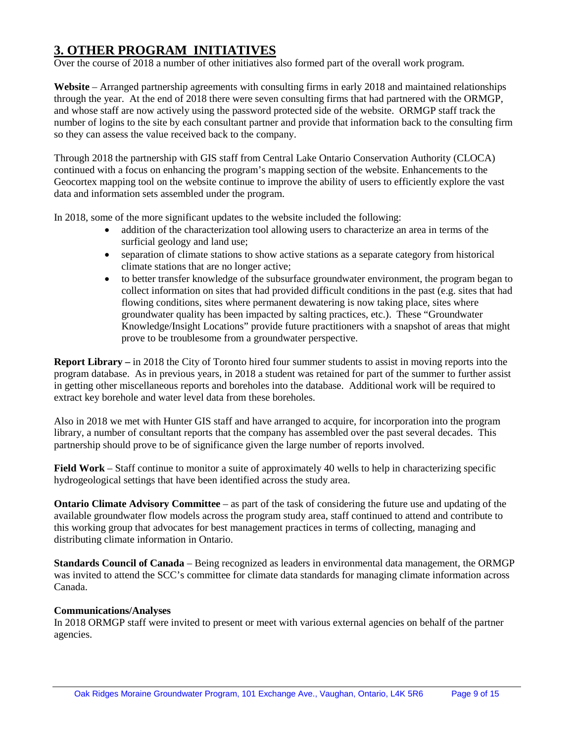## 3. OTHER PROGRAM INITIATIVES

Over the course of 2018 a number of other initiatives also formed part of the overall work program.

**Website** – Arranged partnership agreements with consulting firms in early 2018 and maintained relationships through the year. At the end of 2018 there were seven consulting firms that had partnered with the ORMGP, and whose staff are now actively using the password protected side of the website. ORMGP staff track the number of logins to the site by each consultant partner and provide that information back to the consulting firm so they can assess the value received back to the company.

Through 2018 the partnership with GIS staff from Central Lake Ontario Conservation Authority (CLOCA) continued with a focus on enhancing the program's mapping section of the website. Enhancements to the Geocortex mapping tool on the website continue to improve the ability of users to efficiently explore the vast data and information sets assembled under the program.

In 2018, some of the more significant updates to the website included the following:

- addition of the characterization tool allowing users to characterize an area in terms of the surficial geology and land use;
- separation of climate stations to show active stations as a separate category from historical climate stations that are no longer active;
- to better transfer knowledge of the subsurface groundwater environment, the program began to collect information on sites that had provided difficult conditions in the past (e.g. sites that had flowing conditions, sites where permanent dewatering is now taking place, sites where groundwater quality has been impacted by salting practices, etc.). These "Groundwater Knowledge/Insight Locations" provide future practitioners with a snapshot of areas that might prove to be troublesome from a groundwater perspective.

**Report Library –** in 2018 the City of Toronto hired four summer students to assist in moving reports into the program database. As in previous years, in 2018 a student was retained for part of the summer to further assist in getting other miscellaneous reports and boreholes into the database. Additional work will be required to extract key borehole and water level data from these boreholes.

Also in 2018 we met with Hunter GIS staff and have arranged to acquire, for incorporation into the program library, a number of consultant reports that the company has assembled over the past several decades. This partnership should prove to be of significance given the large number of reports involved.

**Field Work** – Staff continue to monitor a suite of approximately 40 wells to help in characterizing specific hydrogeological settings that have been identified across the study area.

**Ontario Climate Advisory Committee** – as part of the task of considering the future use and updating of the available groundwater flow models across the program study area, staff continued to attend and contribute to this working group that advocates for best management practices in terms of collecting, managing and distributing climate information in Ontario.

**Standards Council of Canada** – Being recognized as leaders in environmental data management, the ORMGP was invited to attend the SCC's committee for climate data standards for managing climate information across Canada.

**Communications/Analyses**

In 2018 ORMGP staff were invited to present or meet with various external agencies on behalf of the partner agencies.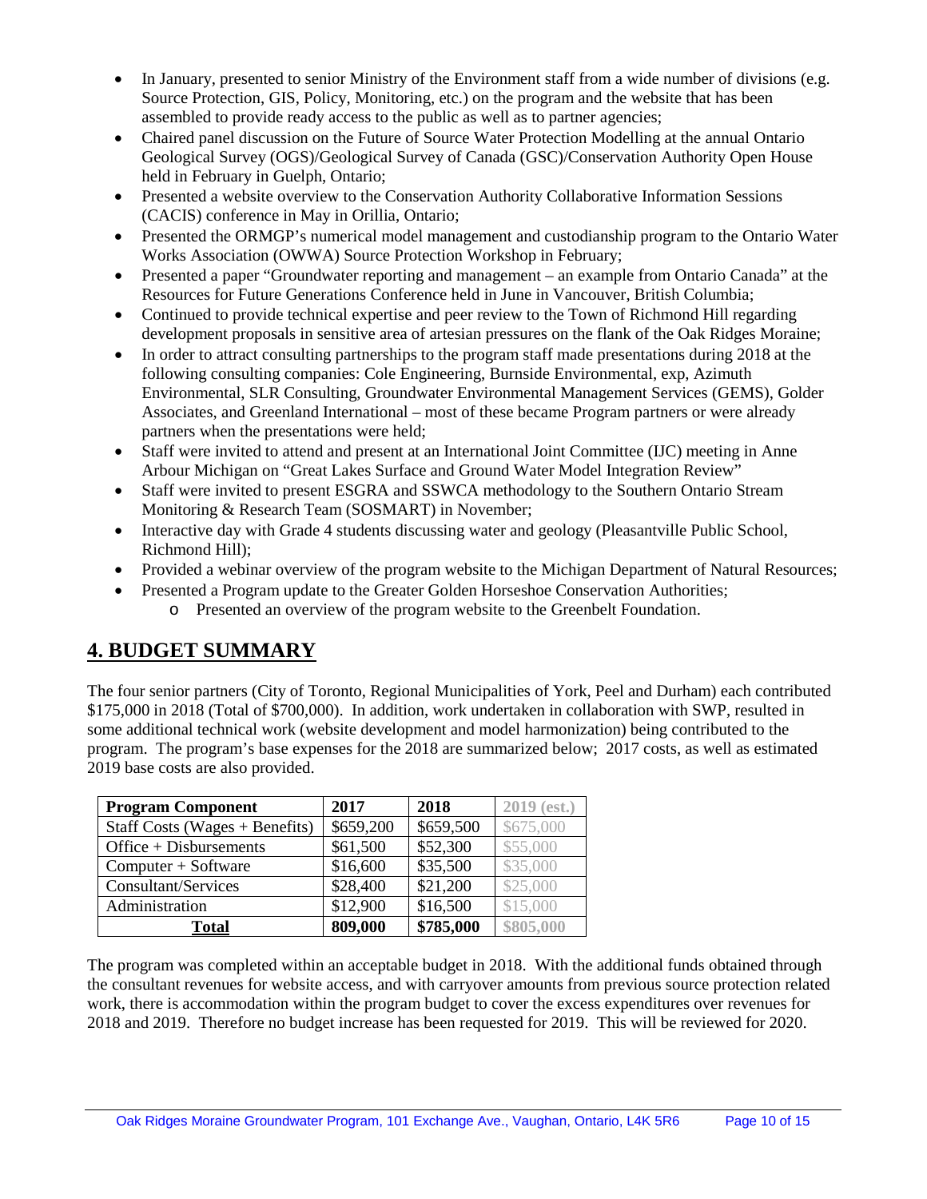- In January, presented to senior Ministry of the Environment staff from a wide number of divisions (e.g. Source Protection, GIS, Policy, Monitoring, etc.) on the program and the website that has been assembled to provide ready access to the public as well as to partner agencies;
- Chaired panel discussion on the Future of Source Water Protection Modelling at the annual Ontario Geological Survey (OGS)/Geological Survey of Canada (GSC)/Conservation Authority Open House held in February in Guelph, Ontario;
- Presented a website overview to the Conservation Authority Collaborative Information Sessions (CACIS) conference in May in Orillia, Ontario;
- Presented the ORMGP's numerical model management and custodianship program to the Ontario Water Works Association (OWWA) Source Protection Workshop in February;
- Presented a paper "Groundwater reporting and management – an example from Ontario Canada" at the Resources for Future Generations Conference held in June in Vancouver, British Columbia;
- Continued to provide technical expertise and peer review to the Town of Richmond Hill regarding development proposals in sensitive area of artesian pressures on the flank of the Oak Ridges Moraine;
- In order to attract consulting partnerships to the program staff made presentations during 2018 at the following consulting companies: Cole Engineering, Burnside Environmental, exp, Azimuth Environmental, SLR Consulting, Groundwater Environmental Management Services (GEMS), Golder Associates, and Greenland International – most of these became Program partners or were already partners when the presentations were held;
- Staff were invited to attend and present at an International Joint Committee (IJC) meeting in Anne Arbour Michigan on "Great Lakes Surface and Ground Water Model Integration Review"
- Staff were invited to present ESGRA and SSWCA methodology to the Southern Ontario Stream Monitoring & Research Team (SOSMART) in November;
- Interactive day with Grade 4 students discussing water and geology (Pleasantville Public School, Richmond Hill);
- Provided a webinar overview of the program website to the Michigan Department of Natural Resources;
- Presented a Program update to the Greater Golden Horseshoe Conservation Authorities;
  - Presented an overview of the program website to the Greenbelt Foundation.

## 4. BUDGET SUMMARY

The four senior partners (City of Toronto, Regional Municipalities of York, Peel and Durham) each contributed $175,000 in 2018 (Total of $700,000). In addition, work undertaken in collaboration with SWP, resulted in some additional technical work (website development and model harmonization) being contributed to the program. The program's base expenses for the 2018 are summarized below; 2017 costs, as well as estimated 2019 base costs are also provided.

| Program Component | 2017 | 2018 | 2019 (est.) |
|---|---|---|---|
| Staff Costs (Wages + Benefits) | $659,200 | $659,500 | $675,000 |
| Office + Disbursements | $61,500 | $52,300 | $55,000 |
| Computer + Software | $16,600 | $35,500 | $35,000 |
| Consultant/Services | $28,400 | $21,200 | $25,000 |
| Administration | $12,900 | $16,500 | $15,000 |
| **Total** | **809,000** | **$785,000** | **$805,000** |

The program was completed within an acceptable budget in 2018. With the additional funds obtained through the consultant revenues for website access, and with carryover amounts from previous source protection related work, there is accommodation within the program budget to cover the excess expenditures over revenues for 2018 and 2019. Therefore no budget increase has been requested for 2019. This will be reviewed for 2020.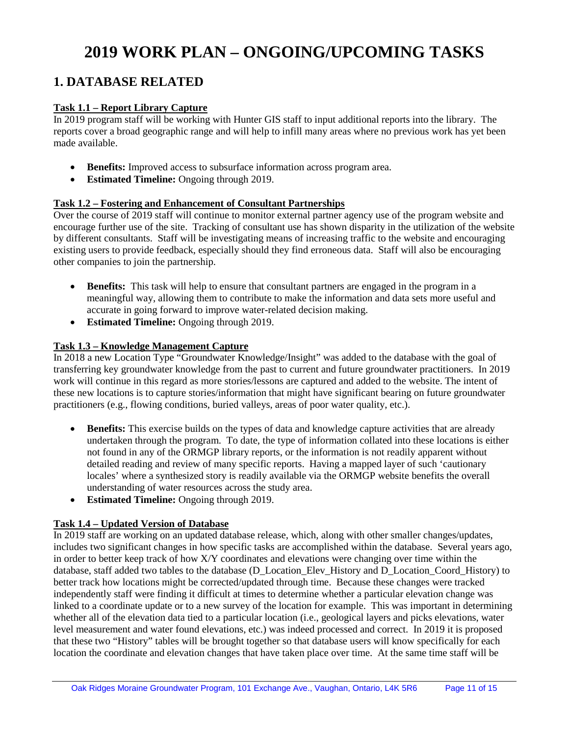# 2019 WORK PLAN – ONGOING/UPCOMING TASKS

## 1. DATABASE RELATED

**Task 1.1 – Report Library Capture**

In 2019 program staff will be working with Hunter GIS staff to input additional reports into the library. The reports cover a broad geographic range and will help to infill many areas where no previous work has yet been made available.

- **Benefits:** Improved access to subsurface information across program area.
- **Estimated Timeline:** Ongoing through 2019.

**Task 1.2 – Fostering and Enhancement of Consultant Partnerships**

Over the course of 2019 staff will continue to monitor external partner agency use of the program website and encourage further use of the site. Tracking of consultant use has shown disparity in the utilization of the website by different consultants. Staff will be investigating means of increasing traffic to the website and encouraging existing users to provide feedback, especially should they find erroneous data. Staff will also be encouraging other companies to join the partnership.

- **Benefits:** This task will help to ensure that consultant partners are engaged in the program in a meaningful way, allowing them to contribute to make the information and data sets more useful and accurate in going forward to improve water-related decision making.
- **Estimated Timeline:** Ongoing through 2019.

**Task 1.3 – Knowledge Management Capture**

In 2018 a new Location Type "Groundwater Knowledge/Insight" was added to the database with the goal of transferring key groundwater knowledge from the past to current and future groundwater practitioners. In 2019 work will continue in this regard as more stories/lessons are captured and added to the website. The intent of these new locations is to capture stories/information that might have significant bearing on future groundwater practitioners (e.g., flowing conditions, buried valleys, areas of poor water quality, etc.).

- **Benefits:** This exercise builds on the types of data and knowledge capture activities that are already undertaken through the program. To date, the type of information collated into these locations is either not found in any of the ORMGP library reports, or the information is not readily apparent without detailed reading and review of many specific reports. Having a mapped layer of such 'cautionary locales' where a synthesized story is readily available via the ORMGP website benefits the overall understanding of water resources across the study area.
- **Estimated Timeline:** Ongoing through 2019.

**Task 1.4 – Updated Version of Database**

In 2019 staff are working on an updated database release, which, along with other smaller changes/updates, includes two significant changes in how specific tasks are accomplished within the database. Several years ago, in order to better keep track of how X/Y coordinates and elevations were changing over time within the database, staff added two tables to the database (D_Location_Elev_History and D_Location_Coord_History) to better track how locations might be corrected/updated through time. Because these changes were tracked independently staff were finding it difficult at times to determine whether a particular elevation change was linked to a coordinate update or to a new survey of the location for example. This was important in determining whether all of the elevation data tied to a particular location (i.e., geological layers and picks elevations, water level measurement and water found elevations, etc.) was indeed processed and correct. In 2019 it is proposed that these two "History" tables will be brought together so that database users will know specifically for each location the coordinate and elevation changes that have taken place over time. At the same time staff will be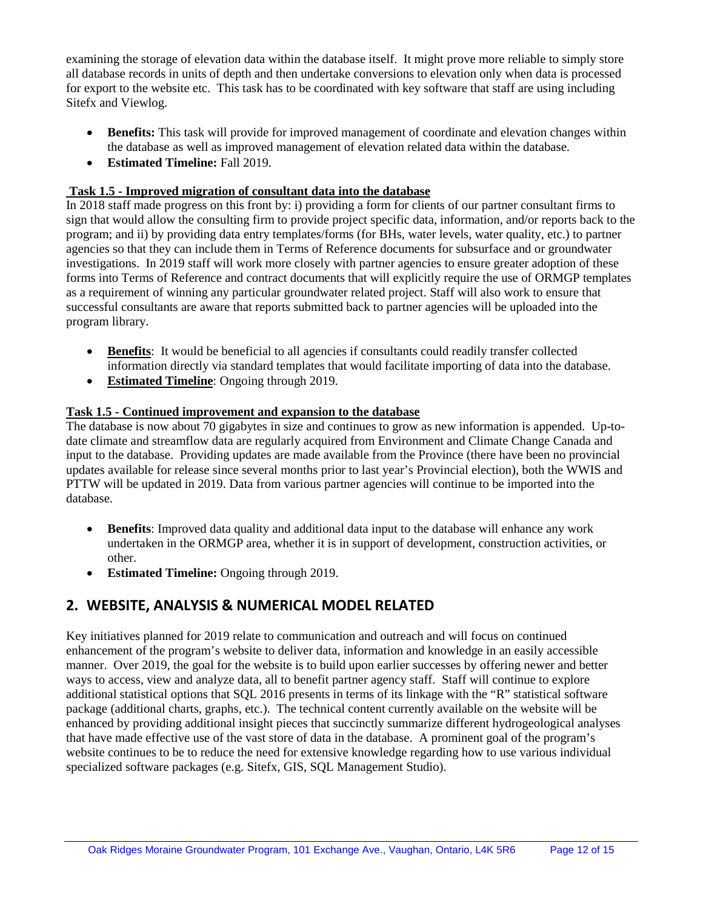examining the storage of elevation data within the database itself. It might prove more reliable to simply store all database records in units of depth and then undertake conversions to elevation only when data is processed for export to the website etc. This task has to be coordinated with key software that staff are using including Sitefx and Viewlog.

- **Benefits:** This task will provide for improved management of coordinate and elevation changes within the database as well as improved management of elevation related data within the database.
- **Estimated Timeline:** Fall 2019.

**Task 1.5 - Improved migration of consultant data into the database**

In 2018 staff made progress on this front by: i) providing a form for clients of our partner consultant firms to sign that would allow the consulting firm to provide project specific data, information, and/or reports back to the program; and ii) by providing data entry templates/forms (for BHs, water levels, water quality, etc.) to partner agencies so that they can include them in Terms of Reference documents for subsurface and or groundwater investigations. In 2019 staff will work more closely with partner agencies to ensure greater adoption of these forms into Terms of Reference and contract documents that will explicitly require the use of ORMGP templates as a requirement of winning any particular groundwater related project. Staff will also work to ensure that successful consultants are aware that reports submitted back to partner agencies will be uploaded into the program library.

- **Benefits**: It would be beneficial to all agencies if consultants could readily transfer collected information directly via standard templates that would facilitate importing of data into the database.
- **Estimated Timeline**: Ongoing through 2019.

**Task 1.5 - Continued improvement and expansion to the database**

The database is now about 70 gigabytes in size and continues to grow as new information is appended. Up-to-date climate and streamflow data are regularly acquired from Environment and Climate Change Canada and input to the database. Providing updates are made available from the Province (there have been no provincial updates available for release since several months prior to last year's Provincial election), both the WWIS and PTTW will be updated in 2019. Data from various partner agencies will continue to be imported into the database.

- **Benefits**: Improved data quality and additional data input to the database will enhance any work undertaken in the ORMGP area, whether it is in support of development, construction activities, or other.
- **Estimated Timeline:** Ongoing through 2019.

## 2. WEBSITE, ANALYSIS & NUMERICAL MODEL RELATED

Key initiatives planned for 2019 relate to communication and outreach and will focus on continued enhancement of the program's website to deliver data, information and knowledge in an easily accessible manner. Over 2019, the goal for the website is to build upon earlier successes by offering newer and better ways to access, view and analyze data, all to benefit partner agency staff. Staff will continue to explore additional statistical options that SQL 2016 presents in terms of its linkage with the "R" statistical software package (additional charts, graphs, etc.). The technical content currently available on the website will be enhanced by providing additional insight pieces that succinctly summarize different hydrogeological analyses that have made effective use of the vast store of data in the database. A prominent goal of the program's website continues to be to reduce the need for extensive knowledge regarding how to use various individual specialized software packages (e.g. Sitefx, GIS, SQL Management Studio).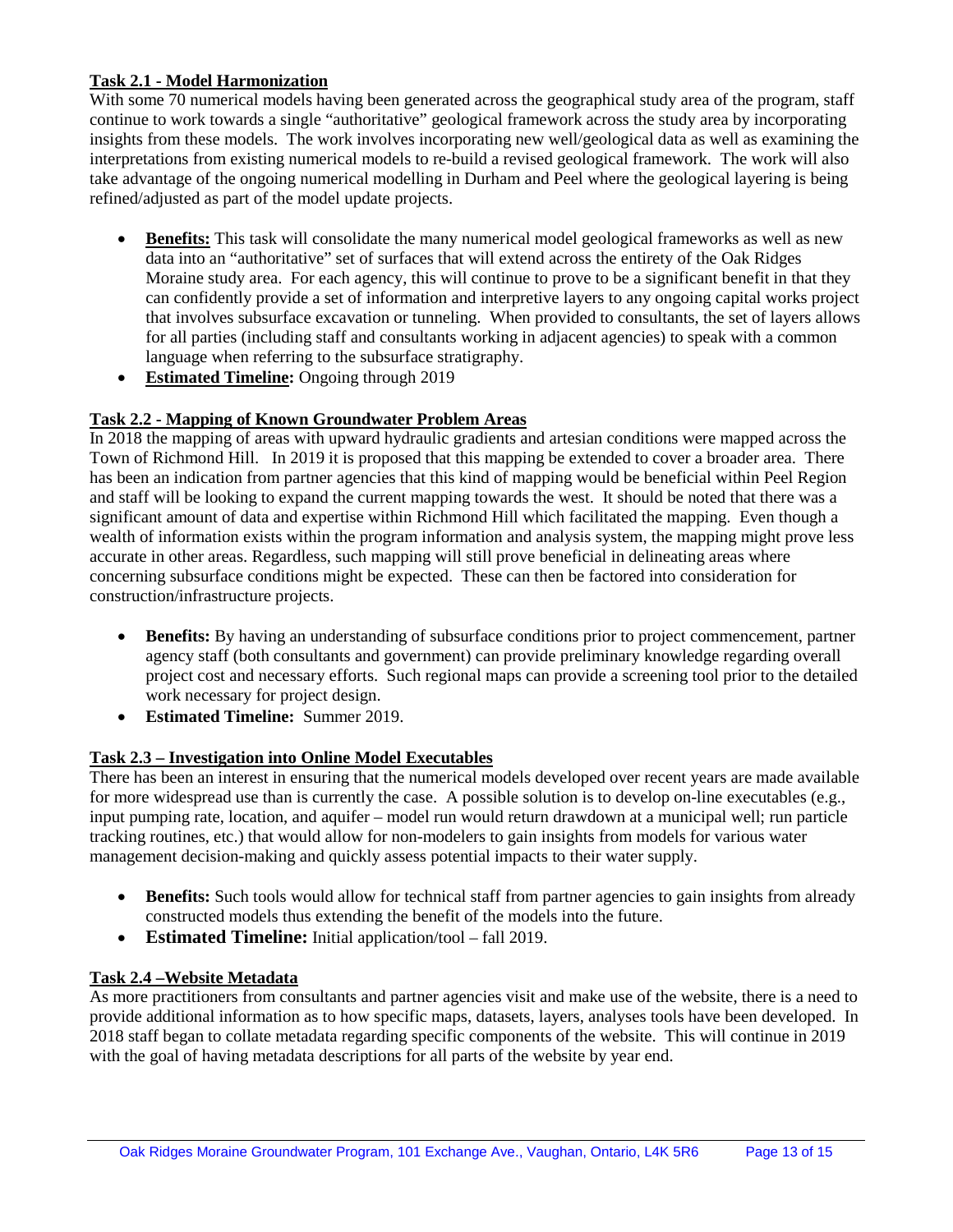**Task 2.1 - Model Harmonization**

With some 70 numerical models having been generated across the geographical study area of the program, staff continue to work towards a single "authoritative" geological framework across the study area by incorporating insights from these models. The work involves incorporating new well/geological data as well as examining the interpretations from existing numerical models to re-build a revised geological framework. The work will also take advantage of the ongoing numerical modelling in Durham and Peel where the geological layering is being refined/adjusted as part of the model update projects.

- **Benefits:** This task will consolidate the many numerical model geological frameworks as well as new data into an "authoritative" set of surfaces that will extend across the entirety of the Oak Ridges Moraine study area. For each agency, this will continue to prove to be a significant benefit in that they can confidently provide a set of information and interpretive layers to any ongoing capital works project that involves subsurface excavation or tunneling. When provided to consultants, the set of layers allows for all parties (including staff and consultants working in adjacent agencies) to speak with a common language when referring to the subsurface stratigraphy.
- **Estimated Timeline:** Ongoing through 2019

**Task 2.2 - Mapping of Known Groundwater Problem Areas**

In 2018 the mapping of areas with upward hydraulic gradients and artesian conditions were mapped across the Town of Richmond Hill. In 2019 it is proposed that this mapping be extended to cover a broader area. There has been an indication from partner agencies that this kind of mapping would be beneficial within Peel Region and staff will be looking to expand the current mapping towards the west. It should be noted that there was a significant amount of data and expertise within Richmond Hill which facilitated the mapping. Even though a wealth of information exists within the program information and analysis system, the mapping might prove less accurate in other areas. Regardless, such mapping will still prove beneficial in delineating areas where concerning subsurface conditions might be expected. These can then be factored into consideration for construction/infrastructure projects.

- **Benefits:** By having an understanding of subsurface conditions prior to project commencement, partner agency staff (both consultants and government) can provide preliminary knowledge regarding overall project cost and necessary efforts. Such regional maps can provide a screening tool prior to the detailed work necessary for project design.
- **Estimated Timeline:** Summer 2019.

**Task 2.3 – Investigation into Online Model Executables**

There has been an interest in ensuring that the numerical models developed over recent years are made available for more widespread use than is currently the case. A possible solution is to develop on-line executables (e.g., input pumping rate, location, and aquifer – model run would return drawdown at a municipal well; run particle tracking routines, etc.) that would allow for non-modelers to gain insights from models for various water management decision-making and quickly assess potential impacts to their water supply.

- **Benefits:** Such tools would allow for technical staff from partner agencies to gain insights from already constructed models thus extending the benefit of the models into the future.
- **Estimated Timeline:** Initial application/tool – fall 2019.

**Task 2.4 –Website Metadata**

As more practitioners from consultants and partner agencies visit and make use of the website, there is a need to provide additional information as to how specific maps, datasets, layers, analyses tools have been developed. In 2018 staff began to collate metadata regarding specific components of the website. This will continue in 2019 with the goal of having metadata descriptions for all parts of the website by year end.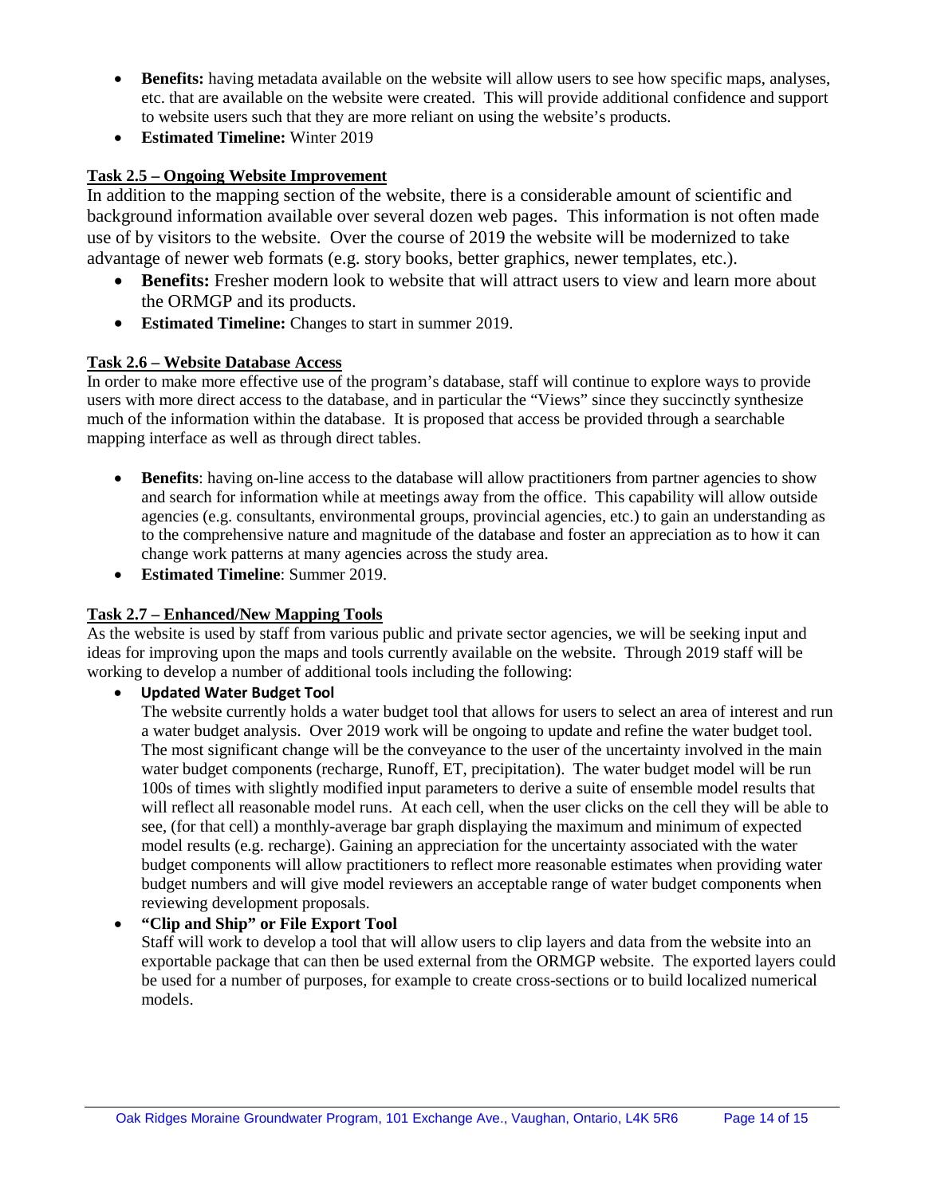- **Benefits:** having metadata available on the website will allow users to see how specific maps, analyses, etc. that are available on the website were created. This will provide additional confidence and support to website users such that they are more reliant on using the website's products.
- **Estimated Timeline:** Winter 2019

### Task 2.5 – Ongoing Website Improvement

In addition to the mapping section of the website, there is a considerable amount of scientific and background information available over several dozen web pages. This information is not often made use of by visitors to the website. Over the course of 2019 the website will be modernized to take advantage of newer web formats (e.g. story books, better graphics, newer templates, etc.).

- **Benefits:** Fresher modern look to website that will attract users to view and learn more about the ORMGP and its products.
- **Estimated Timeline:** Changes to start in summer 2019.

### Task 2.6 – Website Database Access

In order to make more effective use of the program's database, staff will continue to explore ways to provide users with more direct access to the database, and in particular the "Views" since they succinctly synthesize much of the information within the database. It is proposed that access be provided through a searchable mapping interface as well as through direct tables.

- **Benefits**: having on-line access to the database will allow practitioners from partner agencies to show and search for information while at meetings away from the office. This capability will allow outside agencies (e.g. consultants, environmental groups, provincial agencies, etc.) to gain an understanding as to the comprehensive nature and magnitude of the database and foster an appreciation as to how it can change work patterns at many agencies across the study area.
- **Estimated Timeline**: Summer 2019.

### Task 2.7 – Enhanced/New Mapping Tools

As the website is used by staff from various public and private sector agencies, we will be seeking input and ideas for improving upon the maps and tools currently available on the website. Through 2019 staff will be working to develop a number of additional tools including the following:

- **Updated Water Budget Tool**

  The website currently holds a water budget tool that allows for users to select an area of interest and run a water budget analysis. Over 2019 work will be ongoing to update and refine the water budget tool. The most significant change will be the conveyance to the user of the uncertainty involved in the main water budget components (recharge, Runoff, ET, precipitation). The water budget model will be run 100s of times with slightly modified input parameters to derive a suite of ensemble model results that will reflect all reasonable model runs. At each cell, when the user clicks on the cell they will be able to see, (for that cell) a monthly-average bar graph displaying the maximum and minimum of expected model results (e.g. recharge). Gaining an appreciation for the uncertainty associated with the water budget components will allow practitioners to reflect more reasonable estimates when providing water budget numbers and will give model reviewers an acceptable range of water budget components when reviewing development proposals.

- **"Clip and Ship" or File Export Tool**

  Staff will work to develop a tool that will allow users to clip layers and data from the website into an exportable package that can then be used external from the ORMGP website. The exported layers could be used for a number of purposes, for example to create cross-sections or to build localized numerical models.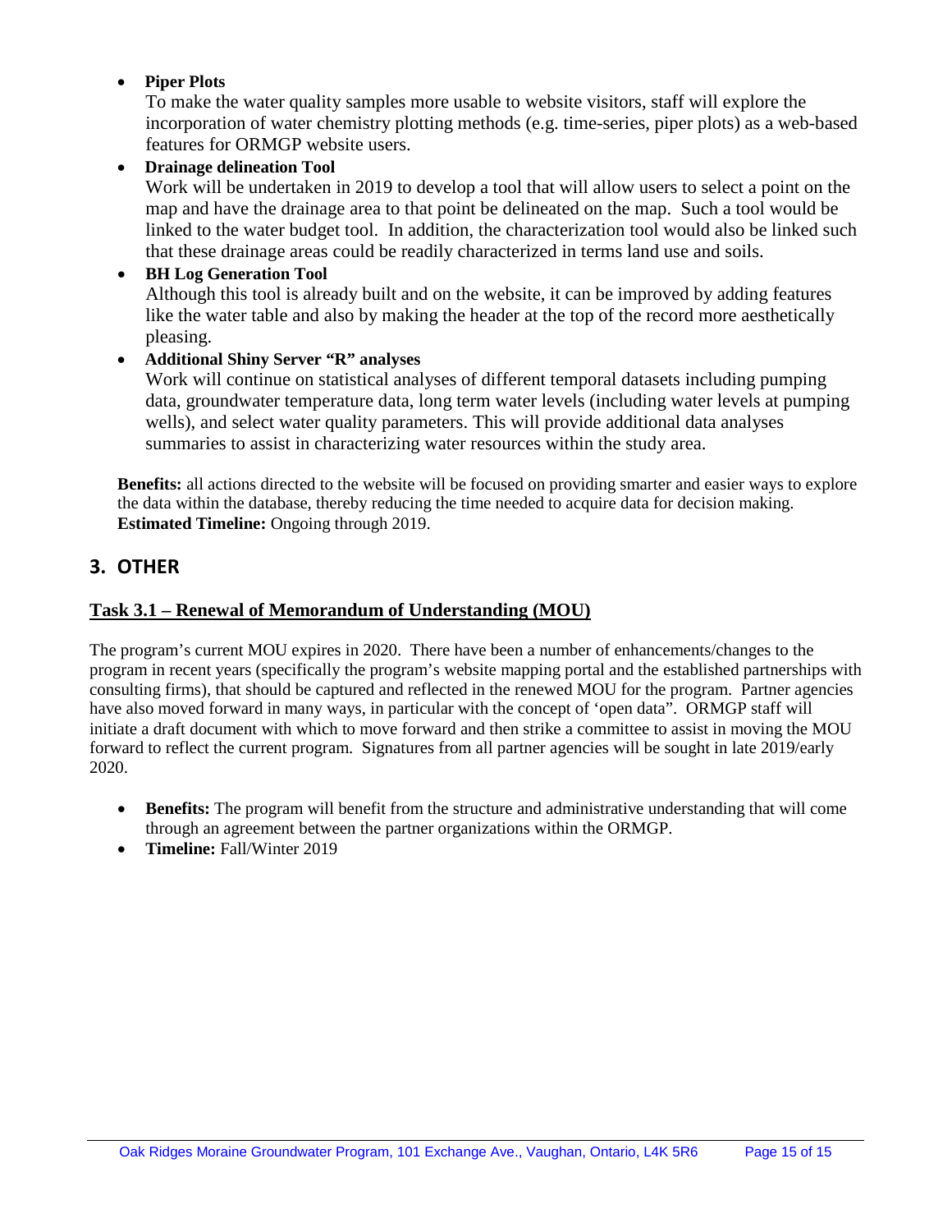- **Piper Plots**
  To make the water quality samples more usable to website visitors, staff will explore the incorporation of water chemistry plotting methods (e.g. time-series, piper plots) as a web-based features for ORMGP website users.
- **Drainage delineation Tool**
  Work will be undertaken in 2019 to develop a tool that will allow users to select a point on the map and have the drainage area to that point be delineated on the map. Such a tool would be linked to the water budget tool. In addition, the characterization tool would also be linked such that these drainage areas could be readily characterized in terms land use and soils.
- **BH Log Generation Tool**
  Although this tool is already built and on the website, it can be improved by adding features like the water table and also by making the header at the top of the record more aesthetically pleasing.
- **Additional Shiny Server "R" analyses**
  Work will continue on statistical analyses of different temporal datasets including pumping data, groundwater temperature data, long term water levels (including water levels at pumping wells), and select water quality parameters. This will provide additional data analyses summaries to assist in characterizing water resources within the study area.

**Benefits:** all actions directed to the website will be focused on providing smarter and easier ways to explore the data within the database, thereby reducing the time needed to acquire data for decision making.
**Estimated Timeline:** Ongoing through 2019.

## 3. OTHER

### Task 3.1 – Renewal of Memorandum of Understanding (MOU)

The program's current MOU expires in 2020. There have been a number of enhancements/changes to the program in recent years (specifically the program's website mapping portal and the established partnerships with consulting firms), that should be captured and reflected in the renewed MOU for the program. Partner agencies have also moved forward in many ways, in particular with the concept of 'open data". ORMGP staff will initiate a draft document with which to move forward and then strike a committee to assist in moving the MOU forward to reflect the current program. Signatures from all partner agencies will be sought in late 2019/early 2020.

- **Benefits:** The program will benefit from the structure and administrative understanding that will come through an agreement between the partner organizations within the ORMGP.
- **Timeline:** Fall/Winter 2019